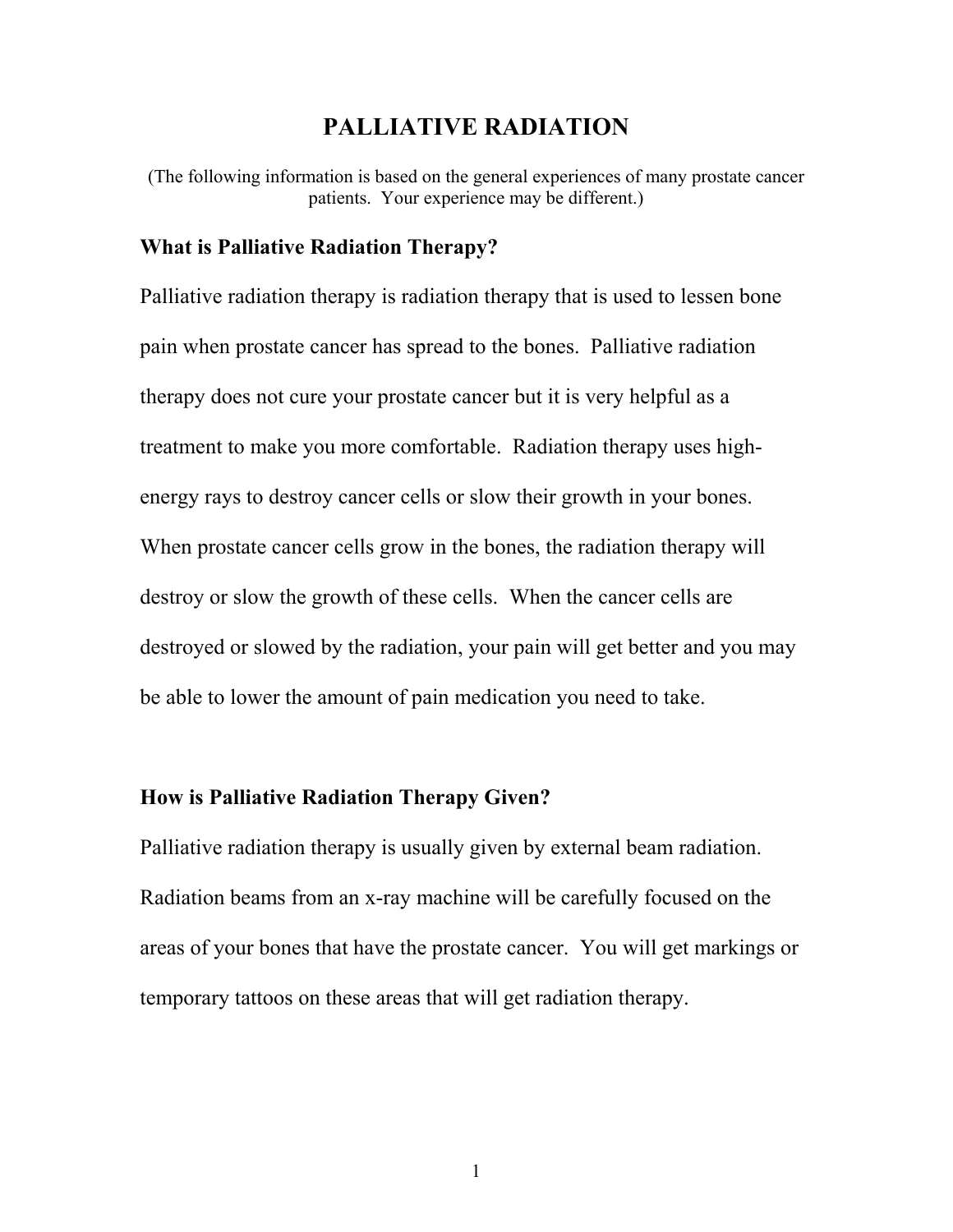# PALLIATIVE RADIATION

(The following information is based on the general experiences of many prostate cancer patients. Your experience may be different.)

## What is Palliative Radiation Therapy?

Palliative radiation therapy is radiation therapy that is used to lessen bone pain when prostate cancer has spread to the bones. Palliative radiation therapy does not cure your prostate cancer but it is very helpful as a treatment to make you more comfortable. Radiation therapy uses high-energy rays to destroy cancer cells or slow their growth in your bones. When prostate cancer cells grow in the bones, the radiation therapy will destroy or slow the growth of these cells. When the cancer cells are destroyed or slowed by the radiation, your pain will get better and you may be able to lower the amount of pain medication you need to take.

## How is Palliative Radiation Therapy Given?

Palliative radiation therapy is usually given by external beam radiation. Radiation beams from an x-ray machine will be carefully focused on the areas of your bones that have the prostate cancer. You will get markings or temporary tattoos on these areas that will get radiation therapy.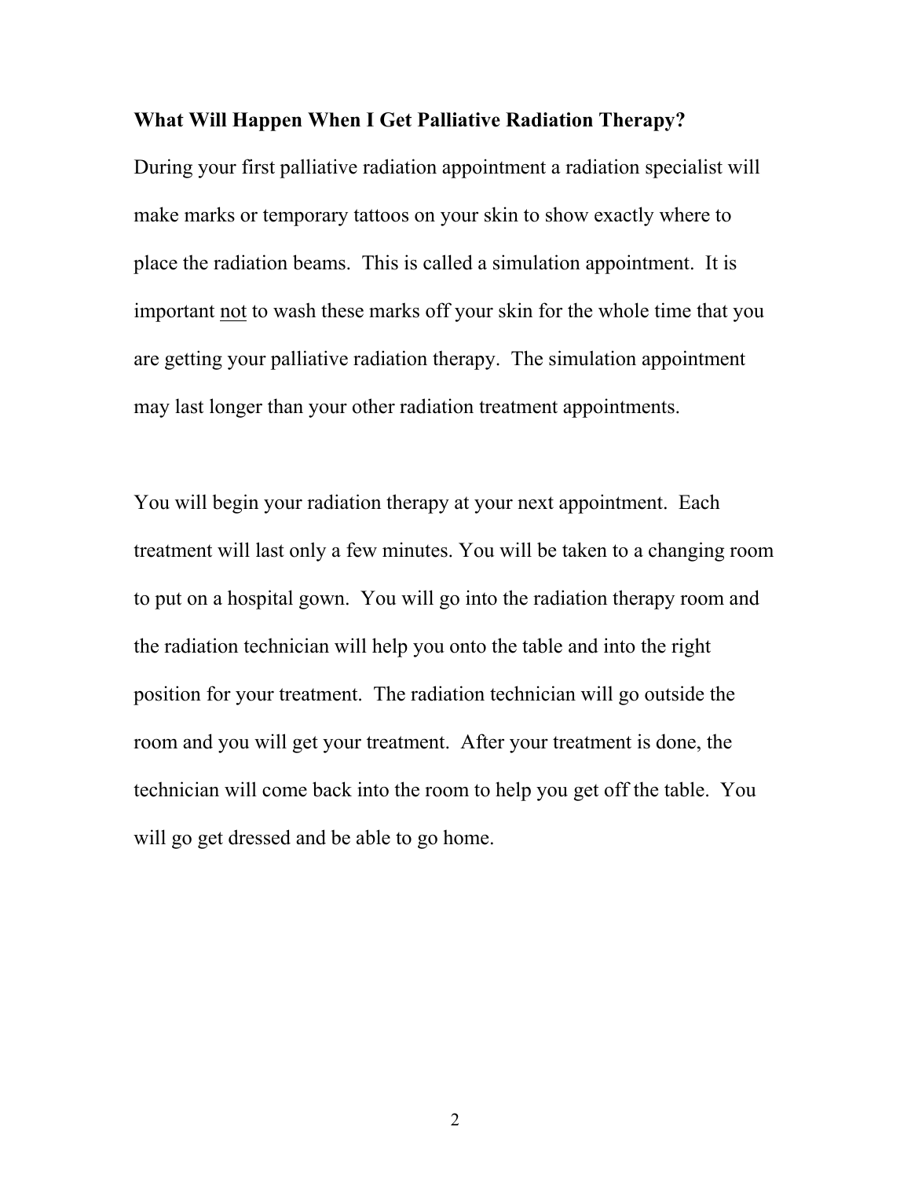**What Will Happen When I Get Palliative Radiation Therapy?**

During your first palliative radiation appointment a radiation specialist will make marks or temporary tattoos on your skin to show exactly where to place the radiation beams. This is called a simulation appointment. It is important <u>not</u> to wash these marks off your skin for the whole time that you are getting your palliative radiation therapy. The simulation appointment may last longer than your other radiation treatment appointments.

You will begin your radiation therapy at your next appointment. Each treatment will last only a few minutes. You will be taken to a changing room to put on a hospital gown. You will go into the radiation therapy room and the radiation technician will help you onto the table and into the right position for your treatment. The radiation technician will go outside the room and you will get your treatment. After your treatment is done, the technician will come back into the room to help you get off the table. You will go get dressed and be able to go home.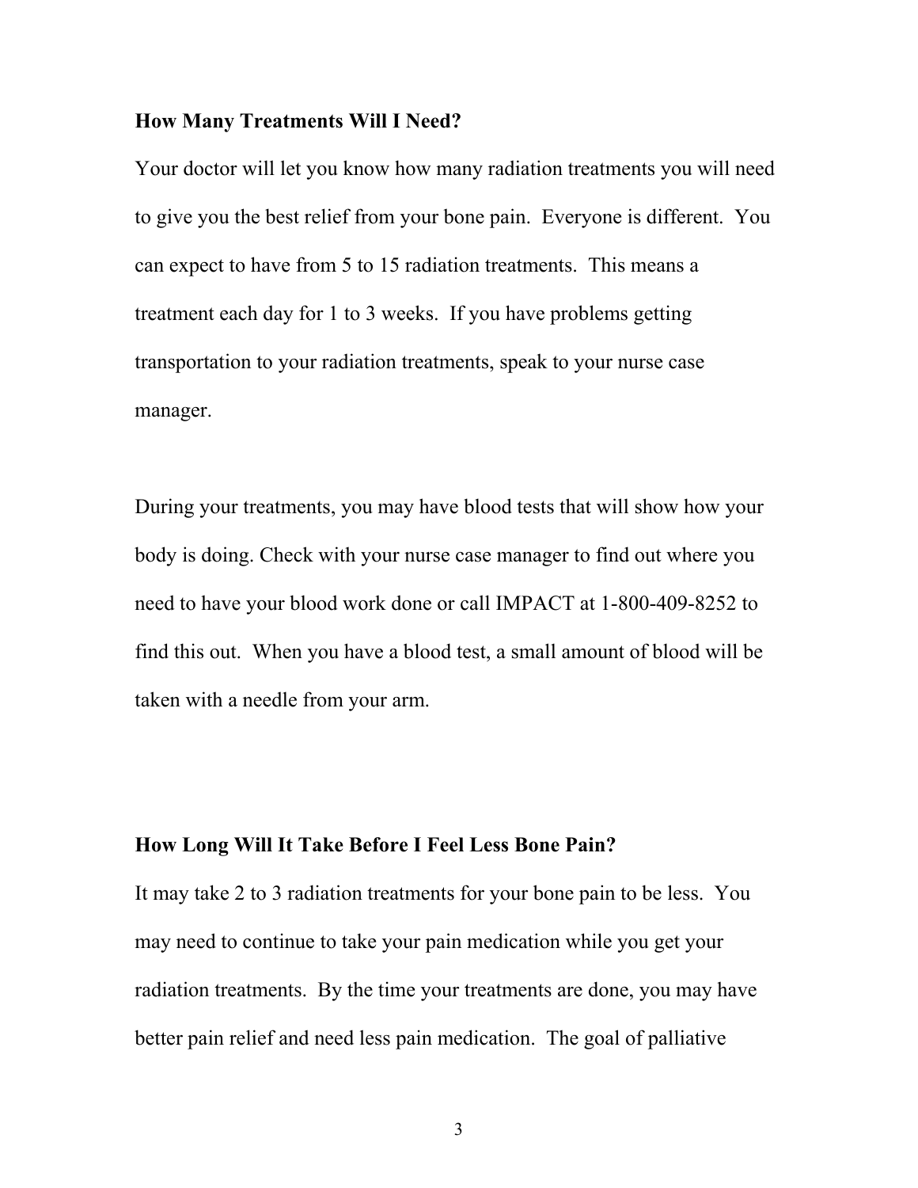**How Many Treatments Will I Need?**

Your doctor will let you know how many radiation treatments you will need to give you the best relief from your bone pain. Everyone is different. You can expect to have from 5 to 15 radiation treatments. This means a treatment each day for 1 to 3 weeks. If you have problems getting transportation to your radiation treatments, speak to your nurse case manager.

During your treatments, you may have blood tests that will show how your body is doing. Check with your nurse case manager to find out where you need to have your blood work done or call IMPACT at 1-800-409-8252 to find this out. When you have a blood test, a small amount of blood will be taken with a needle from your arm.

**How Long Will It Take Before I Feel Less Bone Pain?**

It may take 2 to 3 radiation treatments for your bone pain to be less. You may need to continue to take your pain medication while you get your radiation treatments. By the time your treatments are done, you may have better pain relief and need less pain medication. The goal of palliative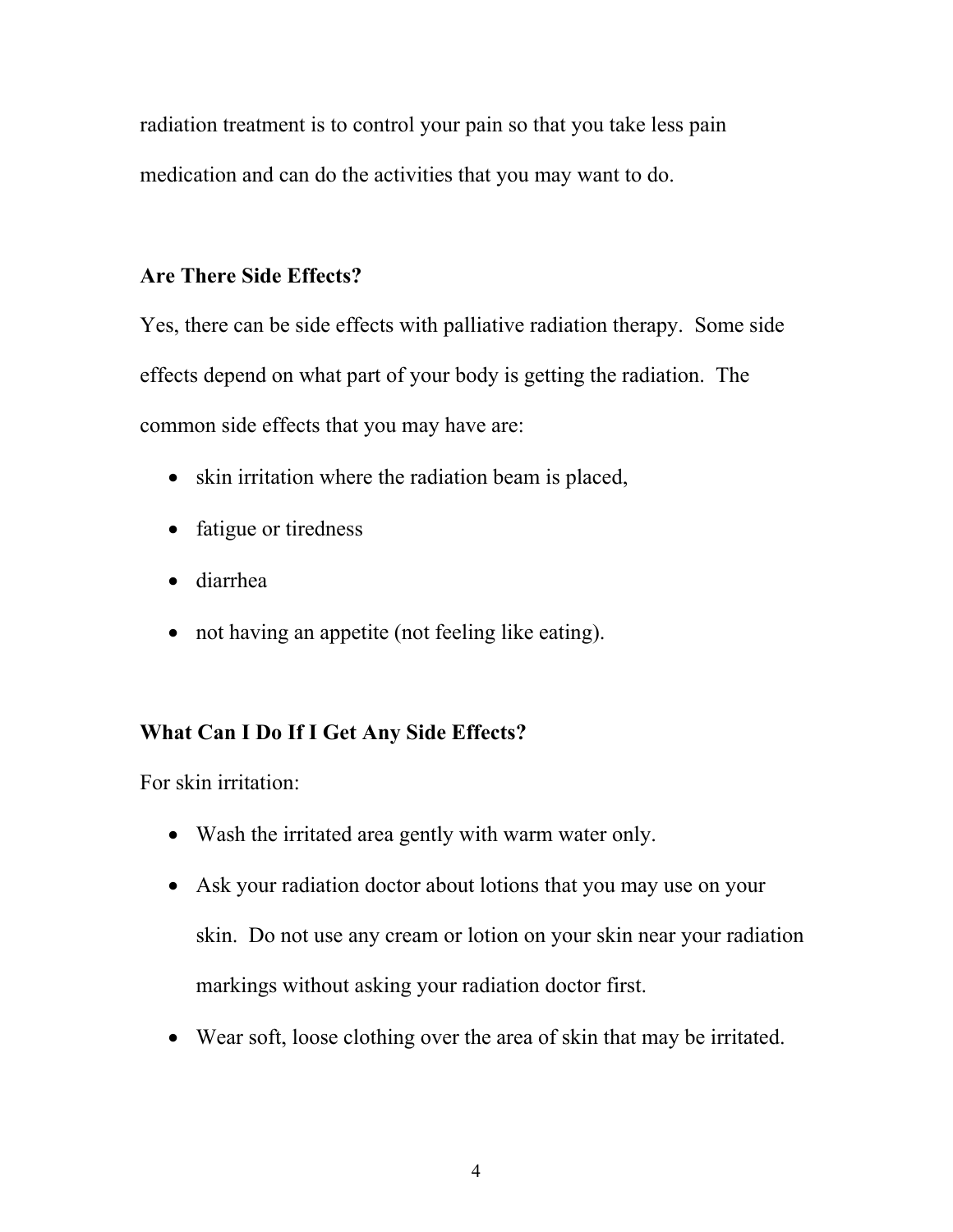radiation treatment is to control your pain so that you take less pain medication and can do the activities that you may want to do.

**Are There Side Effects?**

Yes, there can be side effects with palliative radiation therapy. Some side effects depend on what part of your body is getting the radiation. The common side effects that you may have are:

- skin irritation where the radiation beam is placed,
- fatigue or tiredness
- diarrhea
- not having an appetite (not feeling like eating).

**What Can I Do If I Get Any Side Effects?**

For skin irritation:

- Wash the irritated area gently with warm water only.
- Ask your radiation doctor about lotions that you may use on your skin. Do not use any cream or lotion on your skin near your radiation markings without asking your radiation doctor first.
- Wear soft, loose clothing over the area of skin that may be irritated.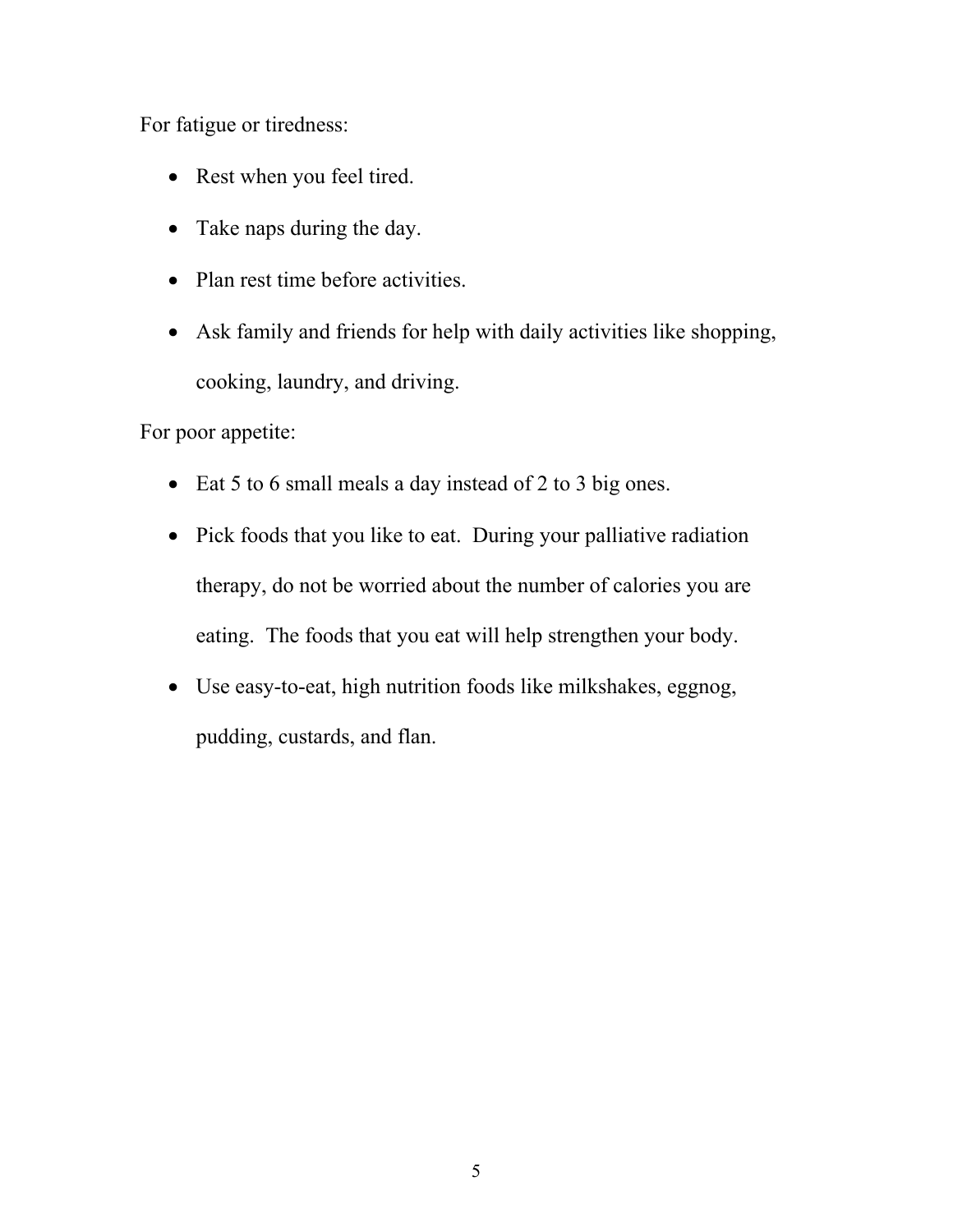For fatigue or tiredness:

- Rest when you feel tired.
- Take naps during the day.
- Plan rest time before activities.
- Ask family and friends for help with daily activities like shopping, cooking, laundry, and driving.

For poor appetite:

- Eat 5 to 6 small meals a day instead of 2 to 3 big ones.
- Pick foods that you like to eat. During your palliative radiation therapy, do not be worried about the number of calories you are eating. The foods that you eat will help strengthen your body.
- Use easy-to-eat, high nutrition foods like milkshakes, eggnog, pudding, custards, and flan.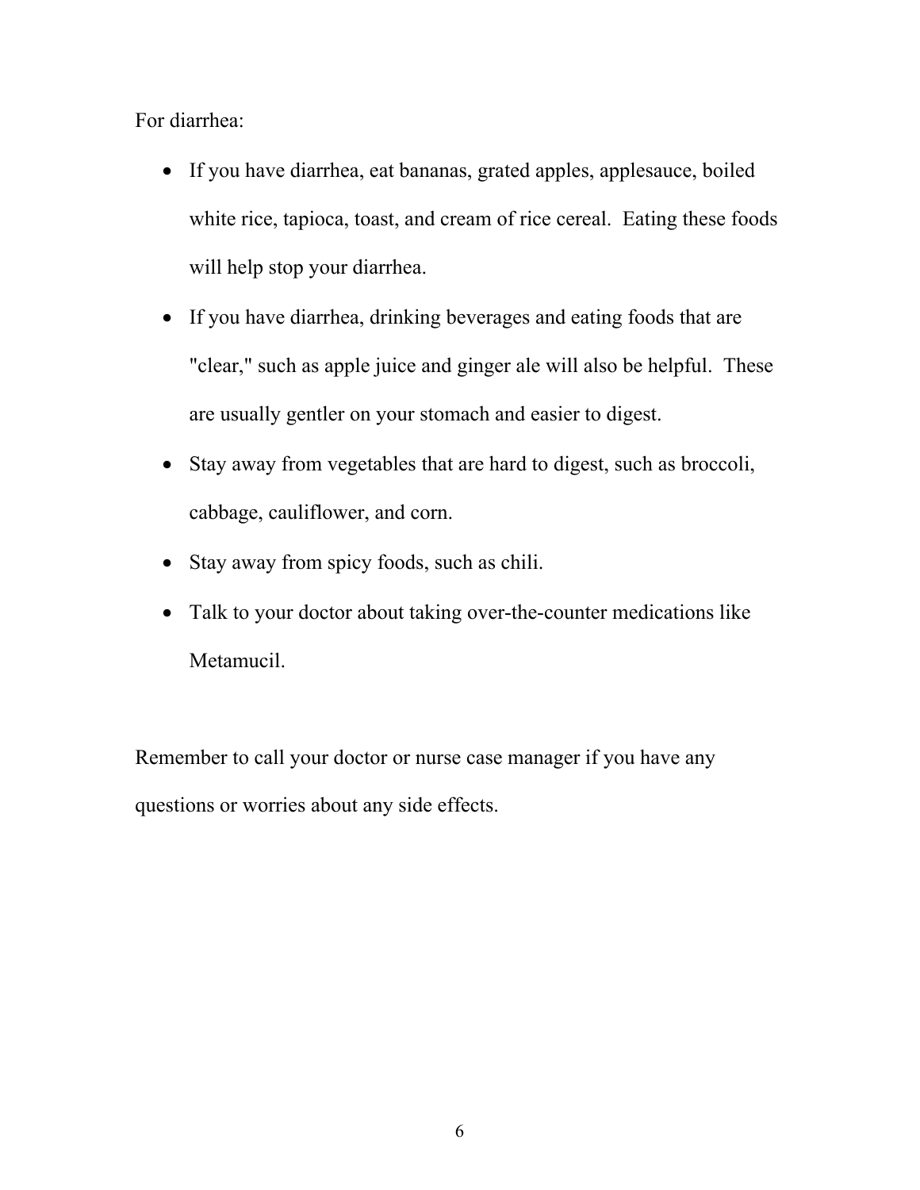For diarrhea:

- If you have diarrhea, eat bananas, grated apples, applesauce, boiled white rice, tapioca, toast, and cream of rice cereal. Eating these foods will help stop your diarrhea.
- If you have diarrhea, drinking beverages and eating foods that are "clear," such as apple juice and ginger ale will also be helpful. These are usually gentler on your stomach and easier to digest.
- Stay away from vegetables that are hard to digest, such as broccoli, cabbage, cauliflower, and corn.
- Stay away from spicy foods, such as chili.
- Talk to your doctor about taking over-the-counter medications like Metamucil.

Remember to call your doctor or nurse case manager if you have any questions or worries about any side effects.